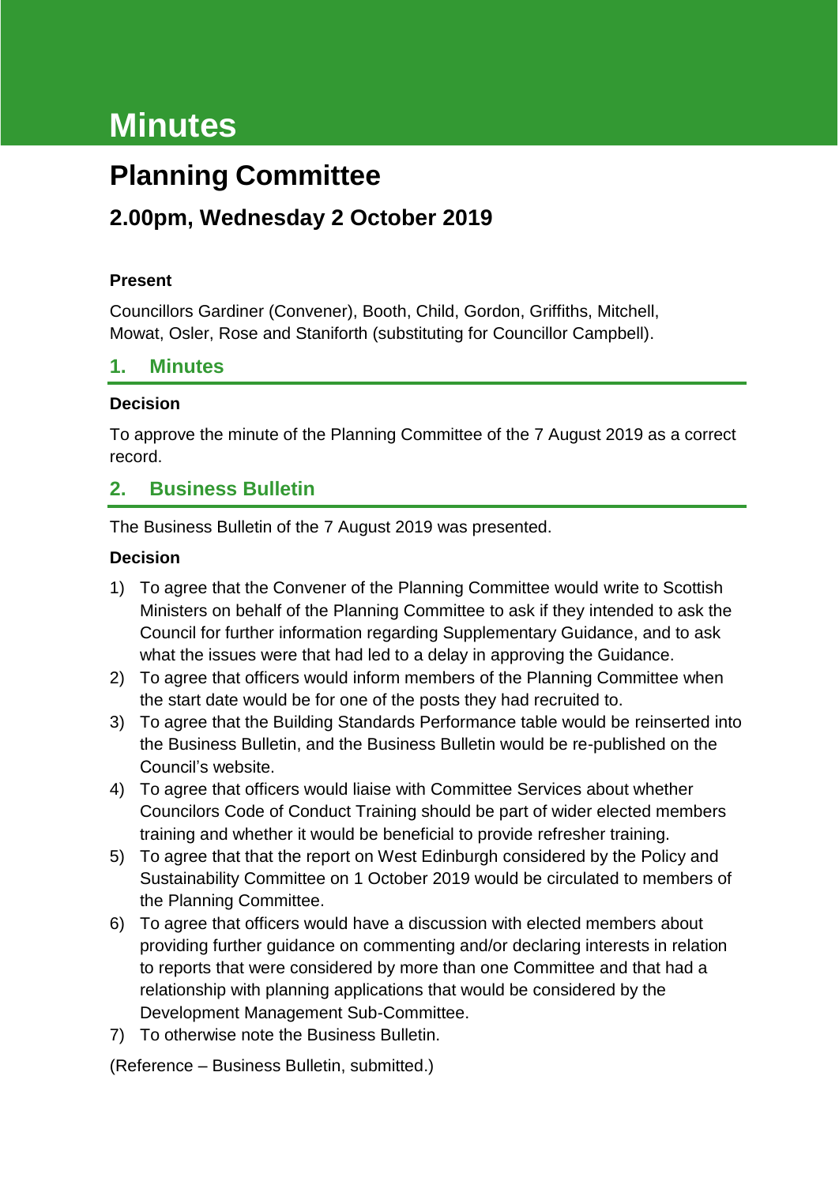# Minutes

# Planning Committee

## 2.00pm, Wednesday 2 October 2019

**Present**

Councillors Gardiner (Convener), Booth, Child, Gordon, Griffiths, Mitchell, Mowat, Osler, Rose and Staniforth (substituting for Councillor Campbell).

## 1. Minutes

**Decision**

To approve the minute of the Planning Committee of the 7 August 2019 as a correct record.

## 2. Business Bulletin

The Business Bulletin of the 7 August 2019 was presented.

**Decision**

1) To agree that the Convener of the Planning Committee would write to Scottish Ministers on behalf of the Planning Committee to ask if they intended to ask the Council for further information regarding Supplementary Guidance, and to ask what the issues were that had led to a delay in approving the Guidance.
2) To agree that officers would inform members of the Planning Committee when the start date would be for one of the posts they had recruited to.
3) To agree that the Building Standards Performance table would be reinserted into the Business Bulletin, and the Business Bulletin would be re-published on the Council's website.
4) To agree that officers would liaise with Committee Services about whether Councilors Code of Conduct Training should be part of wider elected members training and whether it would be beneficial to provide refresher training.
5) To agree that that the report on West Edinburgh considered by the Policy and Sustainability Committee on 1 October 2019 would be circulated to members of the Planning Committee.
6) To agree that officers would have a discussion with elected members about providing further guidance on commenting and/or declaring interests in relation to reports that were considered by more than one Committee and that had a relationship with planning applications that would be considered by the Development Management Sub-Committee.
7) To otherwise note the Business Bulletin.

(Reference – Business Bulletin, submitted.)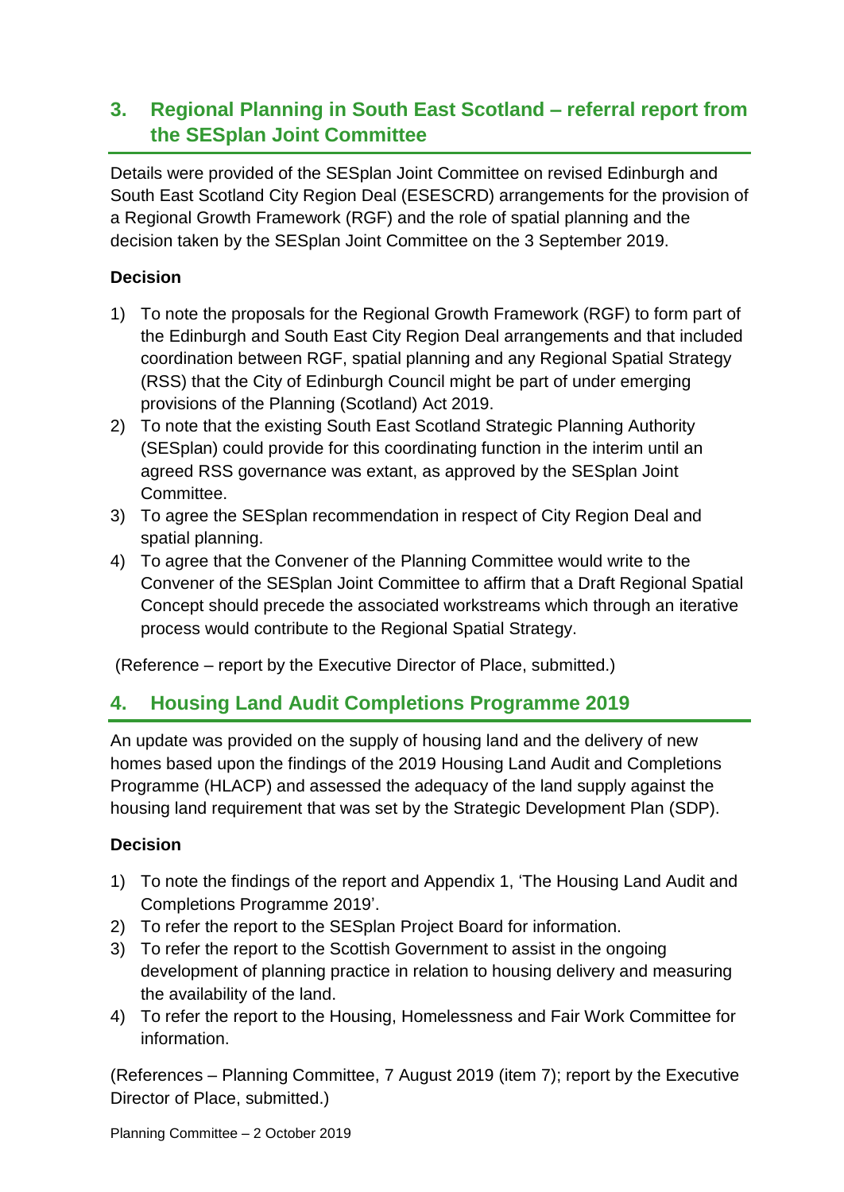## 3. Regional Planning in South East Scotland – referral report from the SESplan Joint Committee

Details were provided of the SESplan Joint Committee on revised Edinburgh and South East Scotland City Region Deal (ESESCRD) arrangements for the provision of a Regional Growth Framework (RGF) and the role of spatial planning and the decision taken by the SESplan Joint Committee on the 3 September 2019.

**Decision**

1) To note the proposals for the Regional Growth Framework (RGF) to form part of the Edinburgh and South East City Region Deal arrangements and that included coordination between RGF, spatial planning and any Regional Spatial Strategy (RSS) that the City of Edinburgh Council might be part of under emerging provisions of the Planning (Scotland) Act 2019.
2) To note that the existing South East Scotland Strategic Planning Authority (SESplan) could provide for this coordinating function in the interim until an agreed RSS governance was extant, as approved by the SESplan Joint Committee.
3) To agree the SESplan recommendation in respect of City Region Deal and spatial planning.
4) To agree that the Convener of the Planning Committee would write to the Convener of the SESplan Joint Committee to affirm that a Draft Regional Spatial Concept should precede the associated workstreams which through an iterative process would contribute to the Regional Spatial Strategy.

(Reference – report by the Executive Director of Place, submitted.)

## 4. Housing Land Audit Completions Programme 2019

An update was provided on the supply of housing land and the delivery of new homes based upon the findings of the 2019 Housing Land Audit and Completions Programme (HLACP) and assessed the adequacy of the land supply against the housing land requirement that was set by the Strategic Development Plan (SDP).

**Decision**

1) To note the findings of the report and Appendix 1, 'The Housing Land Audit and Completions Programme 2019'.
2) To refer the report to the SESplan Project Board for information.
3) To refer the report to the Scottish Government to assist in the ongoing development of planning practice in relation to housing delivery and measuring the availability of the land.
4) To refer the report to the Housing, Homelessness and Fair Work Committee for information.

(References – Planning Committee, 7 August 2019 (item 7); report by the Executive Director of Place, submitted.)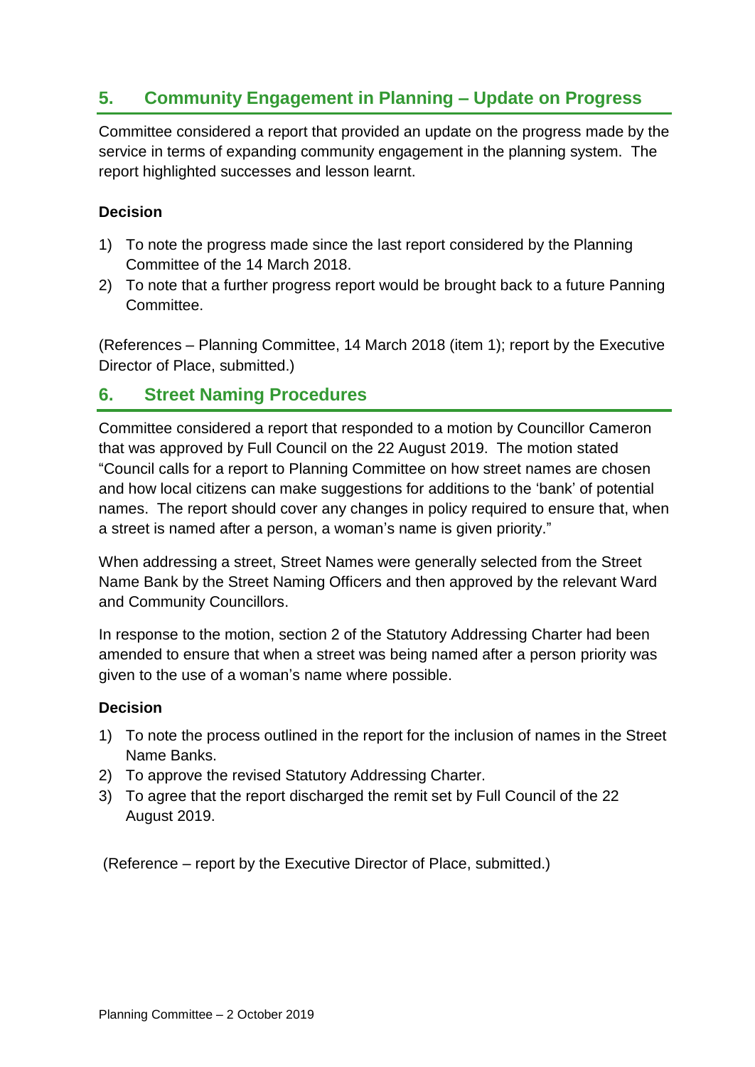## 5. Community Engagement in Planning – Update on Progress

Committee considered a report that provided an update on the progress made by the service in terms of expanding community engagement in the planning system. The report highlighted successes and lesson learnt.

**Decision**

1) To note the progress made since the last report considered by the Planning Committee of the 14 March 2018.
2) To note that a further progress report would be brought back to a future Panning Committee.

(References – Planning Committee, 14 March 2018 (item 1); report by the Executive Director of Place, submitted.)

## 6. Street Naming Procedures

Committee considered a report that responded to a motion by Councillor Cameron that was approved by Full Council on the 22 August 2019. The motion stated "Council calls for a report to Planning Committee on how street names are chosen and how local citizens can make suggestions for additions to the 'bank' of potential names. The report should cover any changes in policy required to ensure that, when a street is named after a person, a woman's name is given priority."

When addressing a street, Street Names were generally selected from the Street Name Bank by the Street Naming Officers and then approved by the relevant Ward and Community Councillors.

In response to the motion, section 2 of the Statutory Addressing Charter had been amended to ensure that when a street was being named after a person priority was given to the use of a woman's name where possible.

**Decision**

1) To note the process outlined in the report for the inclusion of names in the Street Name Banks.
2) To approve the revised Statutory Addressing Charter.
3) To agree that the report discharged the remit set by Full Council of the 22 August 2019.

(Reference – report by the Executive Director of Place, submitted.)